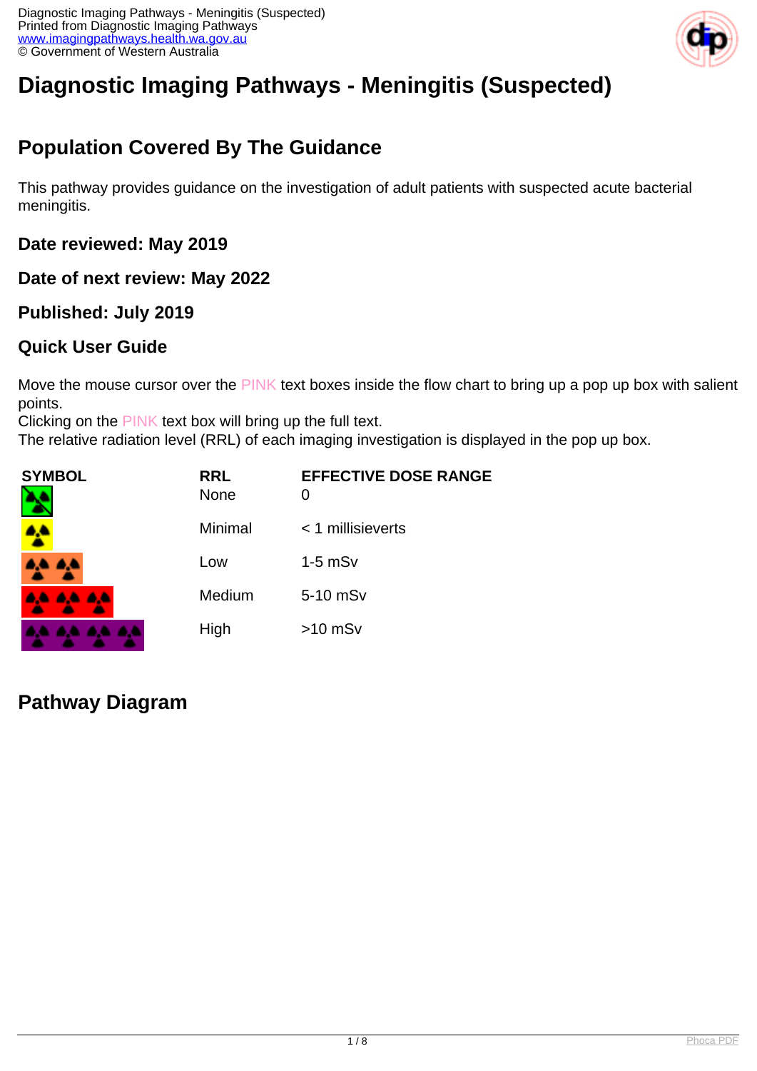# Diagnostic Imaging Pathways - Meningitis (Suspected)

## Population Covered By The Guidance

This pathway provides guidance on the investigation of adult patients with suspected acute bacterial meningitis.

### Date reviewed: May 2019

### Date of next review: May 2022

### Published: July 2019

### Quick User Guide

Move the mouse cursor over the PINK text boxes inside the flow chart to bring up a pop up box with salient points.
Clicking on the PINK text box will bring up the full text.
The relative radiation level (RRL) of each imaging investigation is displayed in the pop up box.

| SYMBOL | RRL | EFFECTIVE DOSE RANGE |
| --- | --- | --- |
| | None | 0 |
| | Minimal | < 1 millisieverts |
| | Low | 1-5 mSv |
| | Medium | 5-10 mSv |
| | High | >10 mSv |

## Pathway Diagram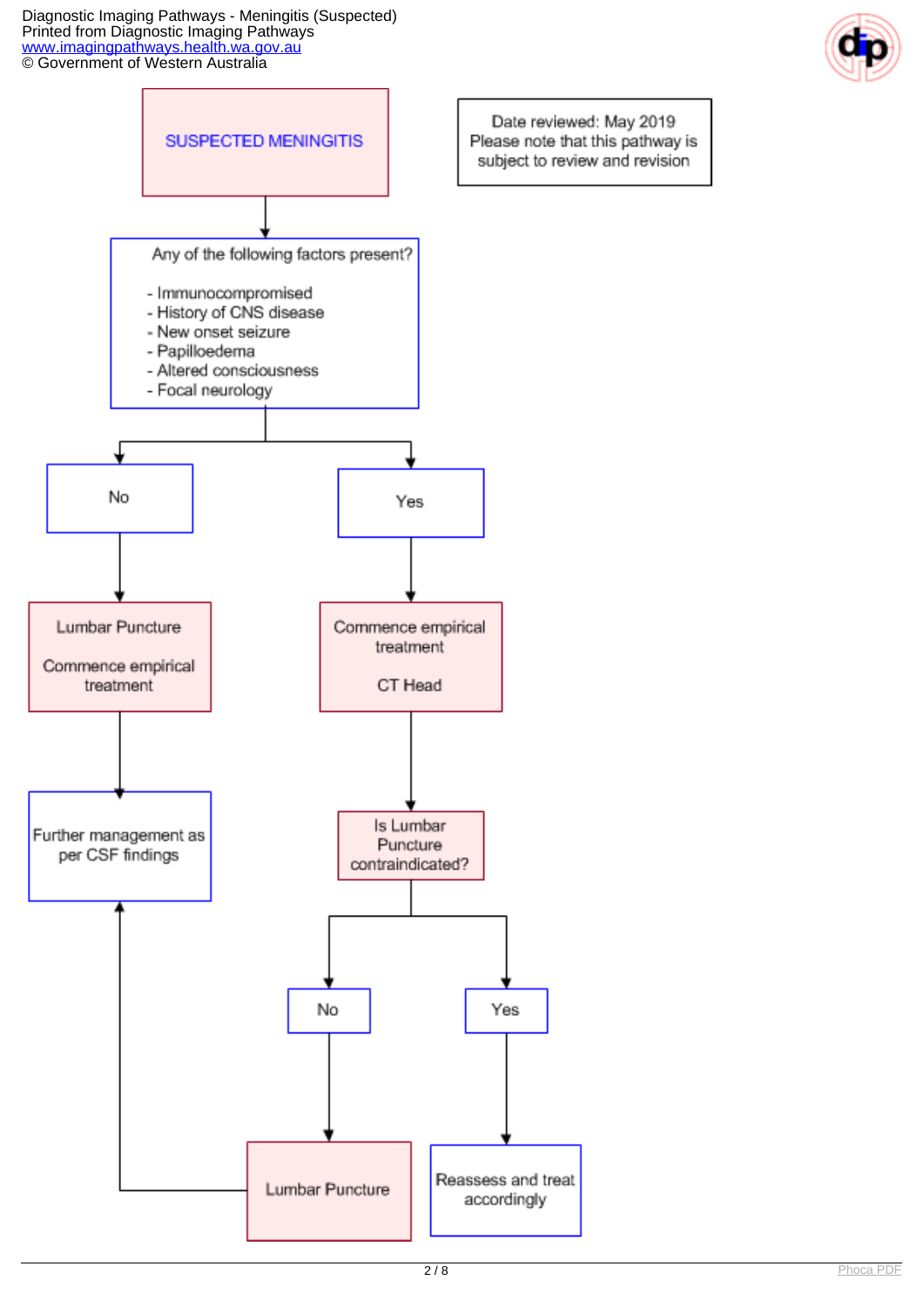# SUSPECTED MENINGITIS

Date reviewed: May 2019
Please note that this pathway is subject to review and revision

**Any of the following factors present?**

- Immunocompromised
- History of CNS disease
- New onset seizure
- Papilloedema
- Altered consciousness
- Focal neurology

**No**

Lumbar Puncture

Commence empirical treatment

→ Further management as per CSF findings

**Yes**

Commence empirical treatment

CT Head

→ Is Lumbar Puncture contraindicated?

- **No** → Lumbar Puncture → Further management as per CSF findings
- **Yes** → Reassess and treat accordingly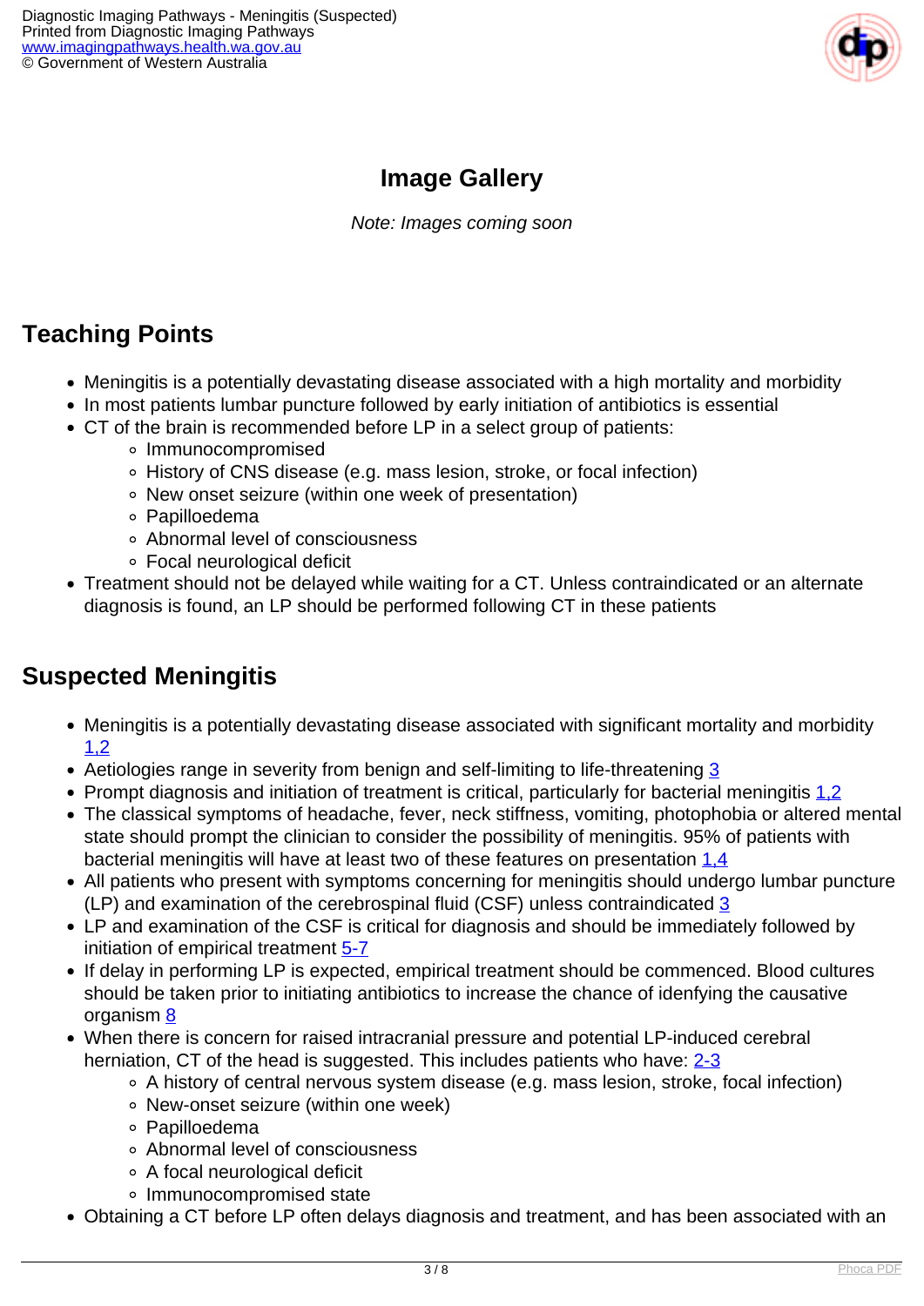## Image Gallery

*Note: Images coming soon*

## Teaching Points

- Meningitis is a potentially devastating disease associated with a high mortality and morbidity
- In most patients lumbar puncture followed by early initiation of antibiotics is essential
- CT of the brain is recommended before LP in a select group of patients:
  - Immunocompromised
  - History of CNS disease (e.g. mass lesion, stroke, or focal infection)
  - New onset seizure (within one week of presentation)
  - Papilloedema
  - Abnormal level of consciousness
  - Focal neurological deficit
- Treatment should not be delayed while waiting for a CT. Unless contraindicated or an alternate diagnosis is found, an LP should be performed following CT in these patients

## Suspected Meningitis

- Meningitis is a potentially devastating disease associated with significant mortality and morbidity [1,2]
- Aetiologies range in severity from benign and self-limiting to life-threatening [3]
- Prompt diagnosis and initiation of treatment is critical, particularly for bacterial meningitis [1,2]
- The classical symptoms of headache, fever, neck stiffness, vomiting, photophobia or altered mental state should prompt the clinician to consider the possibility of meningitis. 95% of patients with bacterial meningitis will have at least two of these features on presentation [1,4]
- All patients who present with symptoms concerning for meningitis should undergo lumbar puncture (LP) and examination of the cerebrospinal fluid (CSF) unless contraindicated [3]
- LP and examination of the CSF is critical for diagnosis and should be immediately followed by initiation of empirical treatment [5-7]
- If delay in performing LP is expected, empirical treatment should be commenced. Blood cultures should be taken prior to initiating antibiotics to increase the chance of idenfying the causative organism [8]
- When there is concern for raised intracranial pressure and potential LP-induced cerebral herniation, CT of the head is suggested. This includes patients who have: [2-3]
  - A history of central nervous system disease (e.g. mass lesion, stroke, focal infection)
  - New-onset seizure (within one week)
  - Papilloedema
  - Abnormal level of consciousness
  - A focal neurological deficit
  - Immunocompromised state
- Obtaining a CT before LP often delays diagnosis and treatment, and has been associated with an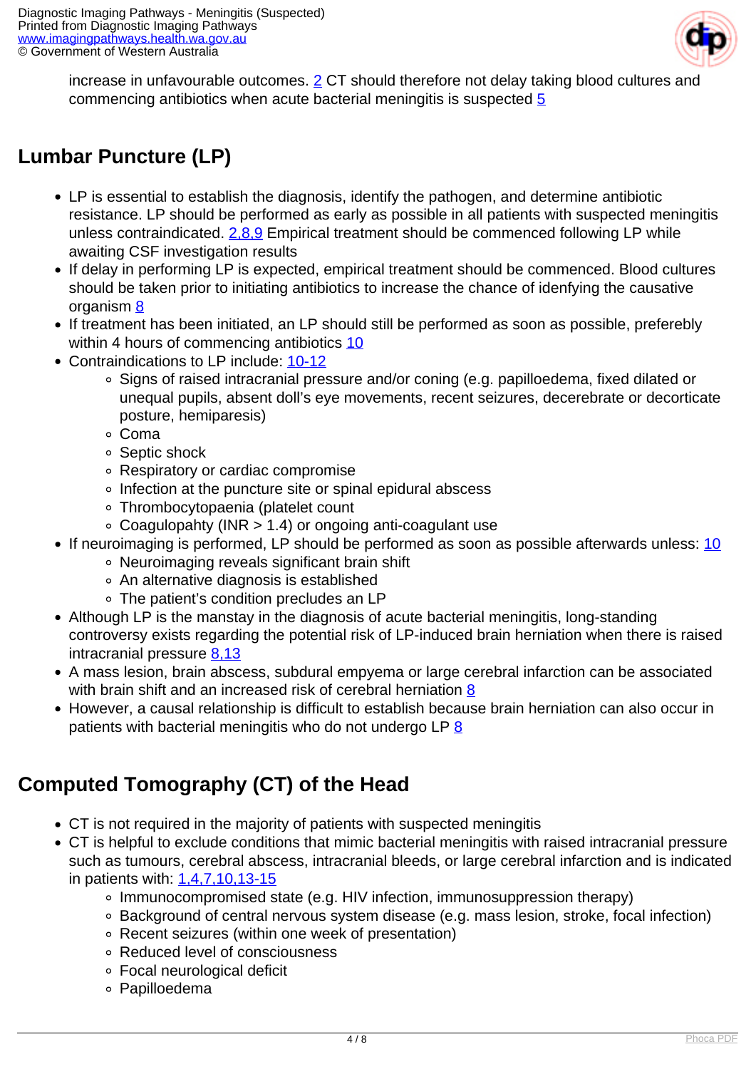increase in unfavourable outcomes. [2] CT should therefore not delay taking blood cultures and commencing antibiotics when acute bacterial meningitis is suspected [5]

## Lumbar Puncture (LP)

- LP is essential to establish the diagnosis, identify the pathogen, and determine antibiotic resistance. LP should be performed as early as possible in all patients with suspected meningitis unless contraindicated. [2,8,9] Empirical treatment should be commenced following LP while awaiting CSF investigation results
- If delay in performing LP is expected, empirical treatment should be commenced. Blood cultures should be taken prior to initiating antibiotics to increase the chance of idenfying the causative organism [8]
- If treatment has been initiated, an LP should still be performed as soon as possible, preferebly within 4 hours of commencing antibiotics [10]
- Contraindications to LP include: [10-12]
  - Signs of raised intracranial pressure and/or coning (e.g. papilloedema, fixed dilated or unequal pupils, absent doll's eye movements, recent seizures, decerebrate or decorticate posture, hemiparesis)
  - Coma
  - Septic shock
  - Respiratory or cardiac compromise
  - Infection at the puncture site or spinal epidural abscess
  - Thrombocytopaenia (platelet count
  - Coagulopahty (INR > 1.4) or ongoing anti-coagulant use
- If neuroimaging is performed, LP should be performed as soon as possible afterwards unless: [10]
  - Neuroimaging reveals significant brain shift
  - An alternative diagnosis is established
  - The patient's condition precludes an LP
- Although LP is the manstay in the diagnosis of acute bacterial meningitis, long-standing controversy exists regarding the potential risk of LP-induced brain herniation when there is raised intracranial pressure [8,13]
- A mass lesion, brain abscess, subdural empyema or large cerebral infarction can be associated with brain shift and an increased risk of cerebral herniation [8]
- However, a causal relationship is difficult to establish because brain herniation can also occur in patients with bacterial meningitis who do not undergo LP [8]

## Computed Tomography (CT) of the Head

- CT is not required in the majority of patients with suspected meningitis
- CT is helpful to exclude conditions that mimic bacterial meningitis with raised intracranial pressure such as tumours, cerebral abscess, intracranial bleeds, or large cerebral infarction and is indicated in patients with: [1,4,7,10,13-15]
  - Immunocompromised state (e.g. HIV infection, immunosuppression therapy)
  - Background of central nervous system disease (e.g. mass lesion, stroke, focal infection)
  - Recent seizures (within one week of presentation)
  - Reduced level of consciousness
  - Focal neurological deficit
  - Papilloedema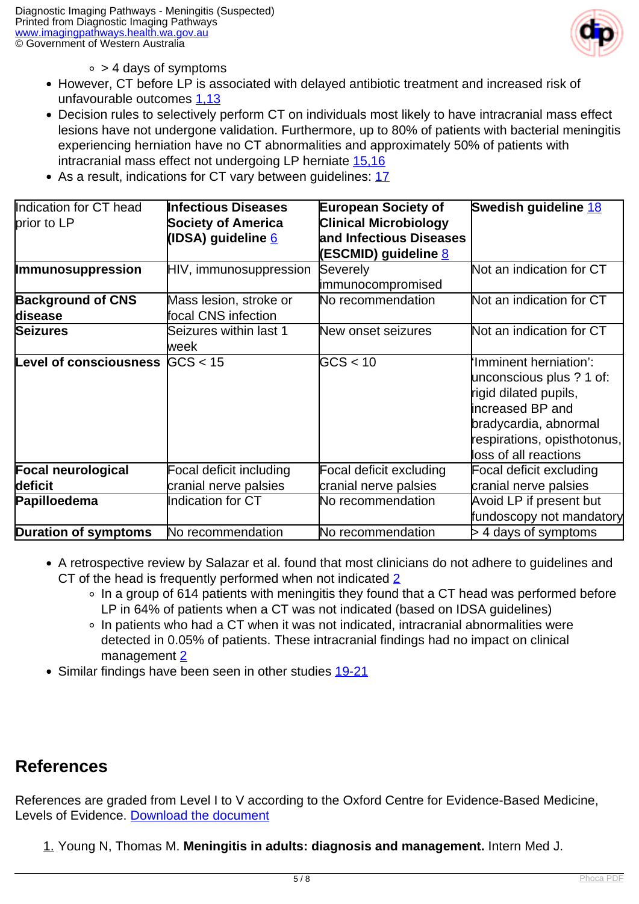- > 4 days of symptoms
- However, CT before LP is associated with delayed antibiotic treatment and increased risk of unfavourable outcomes [1,13](#)
- Decision rules to selectively perform CT on individuals most likely to have intracranial mass effect lesions have not undergone validation. Furthermore, up to 80% of patients with bacterial meningitis experiencing herniation have no CT abnormalities and approximately 50% of patients with intracranial mass effect not undergoing LP herniate [15,16](#)
- As a result, indications for CT vary between guidelines: [17](#)

| Indication for CT head prior to LP | **Infectious Diseases Society of America (IDSA) guideline** [6](#) | **European Society of Clinical Microbiology and Infectious Diseases (ESCMID) guideline** [8](#) | **Swedish guideline** [18](#) |
|---|---|---|---|
| **Immunosuppression** | HIV, immunosuppression | Severely immunocompromised | Not an indication for CT |
| **Background of CNS disease** | Mass lesion, stroke or focal CNS infection | No recommendation | Not an indication for CT |
| **Seizures** | Seizures within last 1 week | New onset seizures | Not an indication for CT |
| **Level of consciousness** | GCS < 15 | GCS < 10 | 'Imminent herniation': unconscious plus ? 1 of: rigid dilated pupils, increased BP and bradycardia, abnormal respirations, opisthotonus, loss of all reactions |
| **Focal neurological deficit** | Focal deficit including cranial nerve palsies | Focal deficit excluding cranial nerve palsies | Focal deficit excluding cranial nerve palsies |
| **Papilloedema** | Indication for CT | No recommendation | Avoid LP if present but fundoscopy not mandatory |
| **Duration of symptoms** | No recommendation | No recommendation | > 4 days of symptoms |

- A retrospective review by Salazar et al. found that most clinicians do not adhere to guidelines and CT of the head is frequently performed when not indicated [2](#)
    - In a group of 614 patients with meningitis they found that a CT head was performed before LP in 64% of patients when a CT was not indicated (based on IDSA guidelines)
    - In patients who had a CT when it was not indicated, intracranial abnormalities were detected in 0.05% of patients. These intracranial findings had no impact on clinical management [2](#)
- Similar findings have been seen in other studies [19-21](#)

## References

References are graded from Level I to V according to the Oxford Centre for Evidence-Based Medicine, Levels of Evidence. [Download the document](#)

1. Young N, Thomas M. **Meningitis in adults: diagnosis and management.** Intern Med J.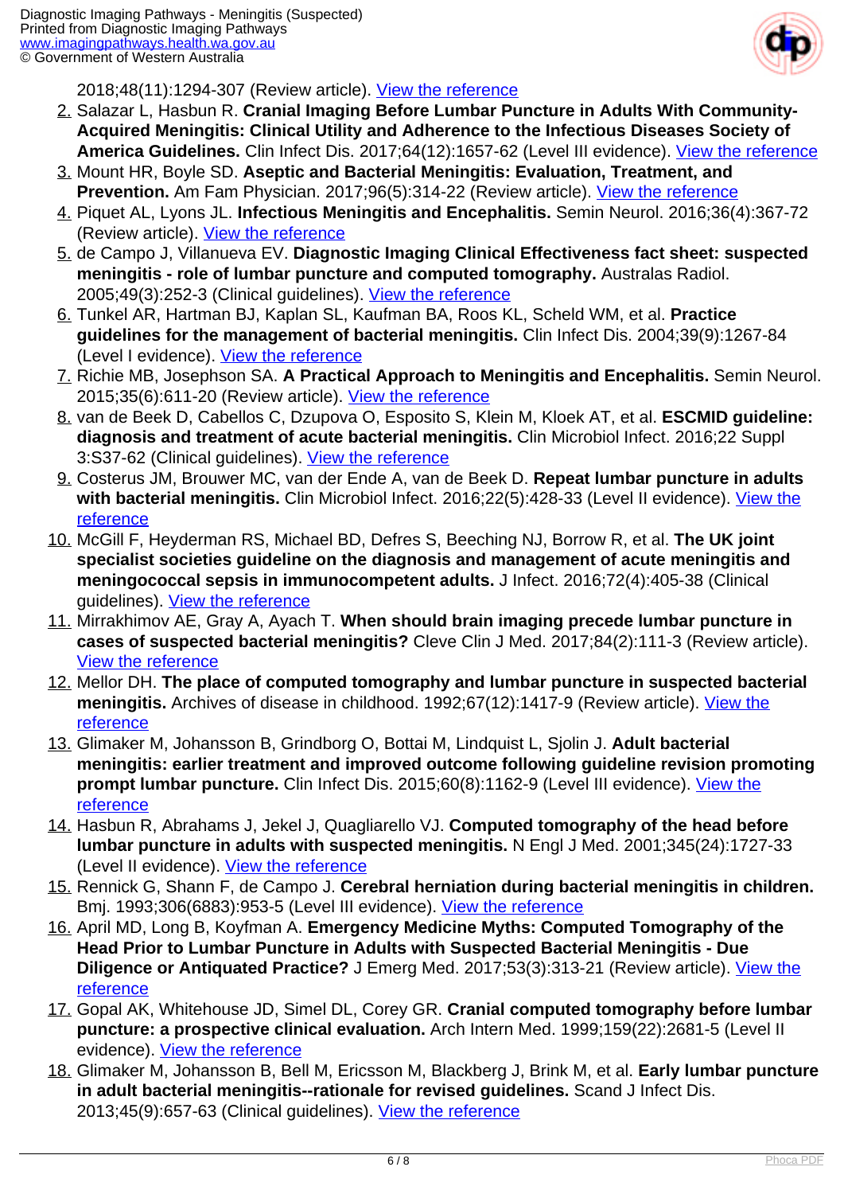2018;48(11):1294-307 (Review article). View the reference

2. Salazar L, Hasbun R. **Cranial Imaging Before Lumbar Puncture in Adults With Community-Acquired Meningitis: Clinical Utility and Adherence to the Infectious Diseases Society of America Guidelines.** Clin Infect Dis. 2017;64(12):1657-62 (Level III evidence). View the reference
3. Mount HR, Boyle SD. **Aseptic and Bacterial Meningitis: Evaluation, Treatment, and Prevention.** Am Fam Physician. 2017;96(5):314-22 (Review article). View the reference
4. Piquet AL, Lyons JL. **Infectious Meningitis and Encephalitis.** Semin Neurol. 2016;36(4):367-72 (Review article). View the reference
5. de Campo J, Villanueva EV. **Diagnostic Imaging Clinical Effectiveness fact sheet: suspected meningitis - role of lumbar puncture and computed tomography.** Australas Radiol. 2005;49(3):252-3 (Clinical guidelines). View the reference
6. Tunkel AR, Hartman BJ, Kaplan SL, Kaufman BA, Roos KL, Scheld WM, et al. **Practice guidelines for the management of bacterial meningitis.** Clin Infect Dis. 2004;39(9):1267-84 (Level I evidence). View the reference
7. Richie MB, Josephson SA. **A Practical Approach to Meningitis and Encephalitis.** Semin Neurol. 2015;35(6):611-20 (Review article). View the reference
8. van de Beek D, Cabellos C, Dzupova O, Esposito S, Klein M, Kloek AT, et al. **ESCMID guideline: diagnosis and treatment of acute bacterial meningitis.** Clin Microbiol Infect. 2016;22 Suppl 3:S37-62 (Clinical guidelines). View the reference
9. Costerus JM, Brouwer MC, van der Ende A, van de Beek D. **Repeat lumbar puncture in adults with bacterial meningitis.** Clin Microbiol Infect. 2016;22(5):428-33 (Level II evidence). View the reference
10. McGill F, Heyderman RS, Michael BD, Defres S, Beeching NJ, Borrow R, et al. **The UK joint specialist societies guideline on the diagnosis and management of acute meningitis and meningococcal sepsis in immunocompetent adults.** J Infect. 2016;72(4):405-38 (Clinical guidelines). View the reference
11. Mirrakhimov AE, Gray A, Ayach T. **When should brain imaging precede lumbar puncture in cases of suspected bacterial meningitis?** Cleve Clin J Med. 2017;84(2):111-3 (Review article). View the reference
12. Mellor DH. **The place of computed tomography and lumbar puncture in suspected bacterial meningitis.** Archives of disease in childhood. 1992;67(12):1417-9 (Review article). View the reference
13. Glimaker M, Johansson B, Grindborg O, Bottai M, Lindquist L, Sjolin J. **Adult bacterial meningitis: earlier treatment and improved outcome following guideline revision promoting prompt lumbar puncture.** Clin Infect Dis. 2015;60(8):1162-9 (Level III evidence). View the reference
14. Hasbun R, Abrahams J, Jekel J, Quagliarello VJ. **Computed tomography of the head before lumbar puncture in adults with suspected meningitis.** N Engl J Med. 2001;345(24):1727-33 (Level II evidence). View the reference
15. Rennick G, Shann F, de Campo J. **Cerebral herniation during bacterial meningitis in children.** Bmj. 1993;306(6883):953-5 (Level III evidence). View the reference
16. April MD, Long B, Koyfman A. **Emergency Medicine Myths: Computed Tomography of the Head Prior to Lumbar Puncture in Adults with Suspected Bacterial Meningitis - Due Diligence or Antiquated Practice?** J Emerg Med. 2017;53(3):313-21 (Review article). View the reference
17. Gopal AK, Whitehouse JD, Simel DL, Corey GR. **Cranial computed tomography before lumbar puncture: a prospective clinical evaluation.** Arch Intern Med. 1999;159(22):2681-5 (Level II evidence). View the reference
18. Glimaker M, Johansson B, Bell M, Ericsson M, Blackberg J, Brink M, et al. **Early lumbar puncture in adult bacterial meningitis--rationale for revised guidelines.** Scand J Infect Dis. 2013;45(9):657-63 (Clinical guidelines). View the reference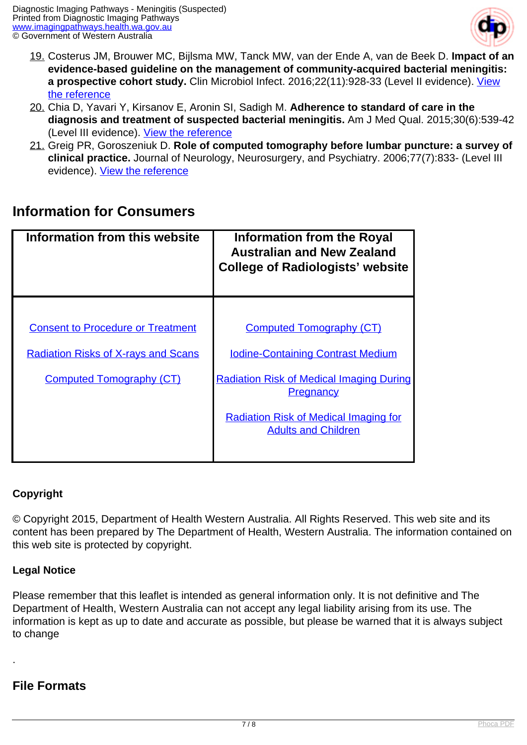19. Costerus JM, Brouwer MC, Bijlsma MW, Tanck MW, van der Ende A, van de Beek D. **Impact of an evidence-based guideline on the management of community-acquired bacterial meningitis: a prospective cohort study.** Clin Microbiol Infect. 2016;22(11):928-33 (Level II evidence). View the reference
20. Chia D, Yavari Y, Kirsanov E, Aronin SI, Sadigh M. **Adherence to standard of care in the diagnosis and treatment of suspected bacterial meningitis.** Am J Med Qual. 2015;30(6):539-42 (Level III evidence). View the reference
21. Greig PR, Goroszeniuk D. **Role of computed tomography before lumbar puncture: a survey of clinical practice.** Journal of Neurology, Neurosurgery, and Psychiatry. 2006;77(7):833- (Level III evidence). View the reference

## Information for Consumers

| Information from this website | Information from the Royal Australian and New Zealand College of Radiologists' website |
|---|---|
| Consent to Procedure or Treatment<br>Radiation Risks of X-rays and Scans<br>Computed Tomography (CT) | Computed Tomography (CT)<br>Iodine-Containing Contrast Medium<br>Radiation Risk of Medical Imaging During Pregnancy<br>Radiation Risk of Medical Imaging for Adults and Children |

**Copyright**

© Copyright 2015, Department of Health Western Australia. All Rights Reserved. This web site and its content has been prepared by The Department of Health, Western Australia. The information contained on this web site is protected by copyright.

**Legal Notice**

Please remember that this leaflet is intended as general information only. It is not definitive and The Department of Health, Western Australia can not accept any legal liability arising from its use. The information is kept as up to date and accurate as possible, but please be warned that it is always subject to change

.

## File Formats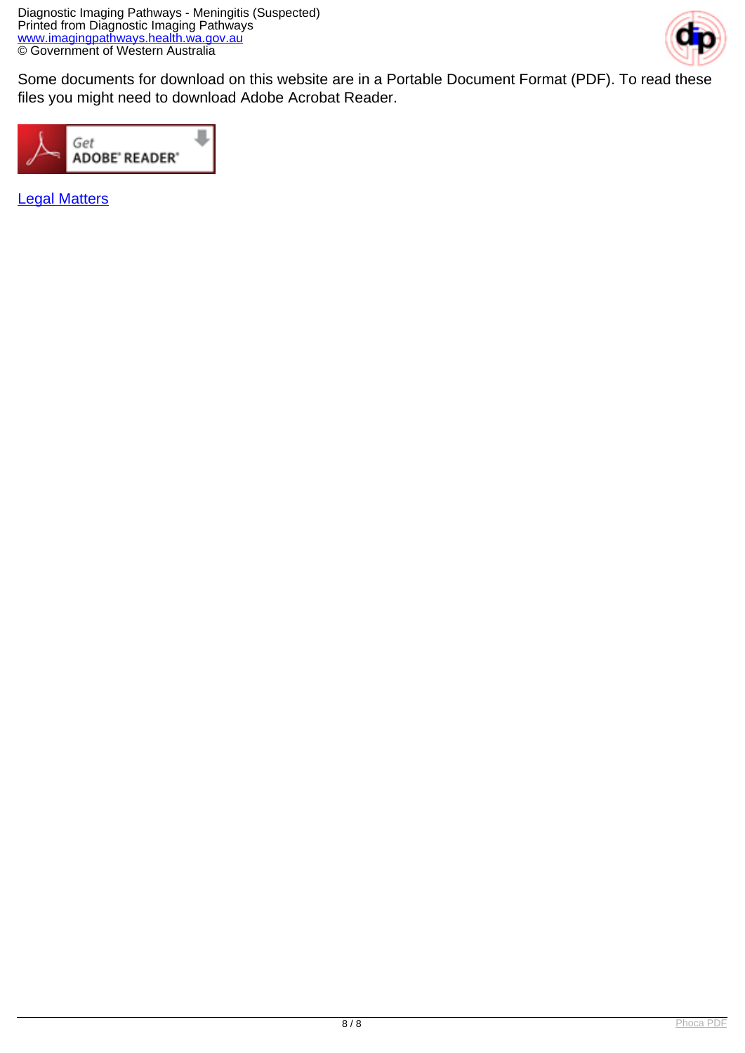Some documents for download on this website are in a Portable Document Format (PDF). To read these files you might need to download Adobe Acrobat Reader.

Get ADOBE READER

Legal Matters